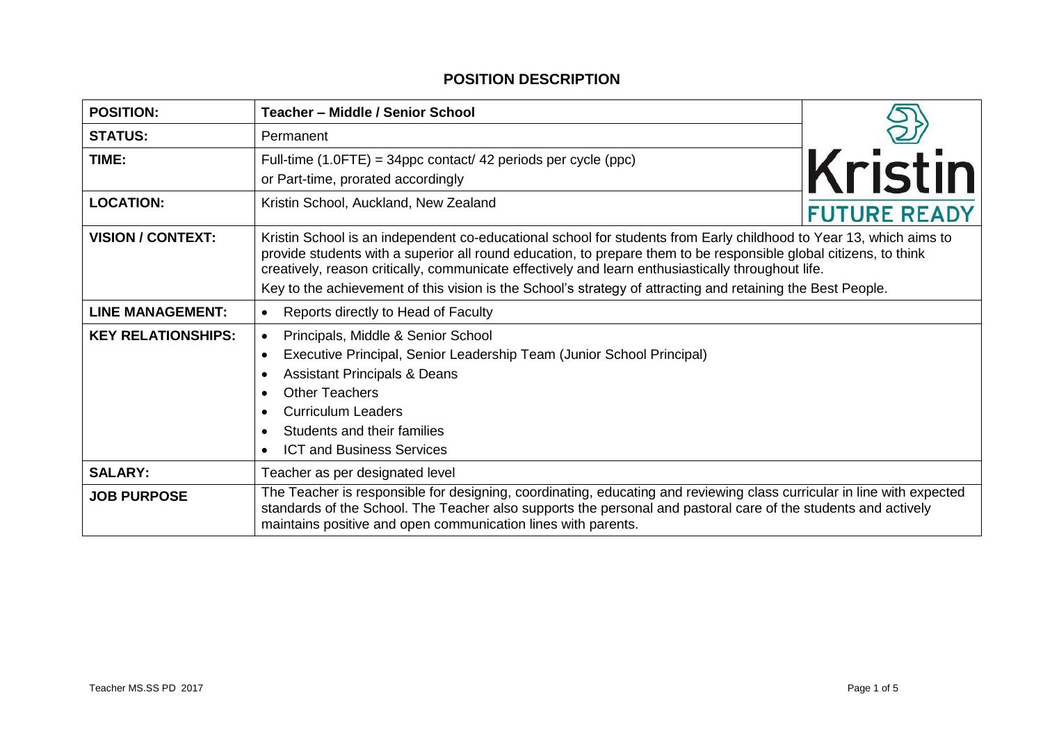# POSITION DESCRIPTION

| | |
|---|---|
| **POSITION:** | **Teacher – Middle / Senior School** |
| **STATUS:** | Permanent |
| **TIME:** | Full-time (1.0FTE) = 34ppc contact/ 42 periods per cycle (ppc)<br>or Part-time, prorated accordingly |
| **LOCATION:** | Kristin School, Auckland, New Zealand |
| **VISION / CONTEXT:** | Kristin School is an independent co-educational school for students from Early childhood to Year 13, which aims to provide students with a superior all round education, to prepare them to be responsible global citizens, to think creatively, reason critically, communicate effectively and learn enthusiastically throughout life.<br>Key to the achievement of this vision is the School's strategy of attracting and retaining the Best People. |
| **LINE MANAGEMENT:** | • Reports directly to Head of Faculty |
| **KEY RELATIONSHIPS:** | • Principals, Middle & Senior School<br>• Executive Principal, Senior Leadership Team (Junior School Principal)<br>• Assistant Principals & Deans<br>• Other Teachers<br>• Curriculum Leaders<br>• Students and their families<br>• ICT and Business Services |
| **SALARY:** | Teacher as per designated level |
| **JOB PURPOSE** | The Teacher is responsible for designing, coordinating, educating and reviewing class curricular in line with expected standards of the School. The Teacher also supports the personal and pastoral care of the students and actively maintains positive and open communication lines with parents. |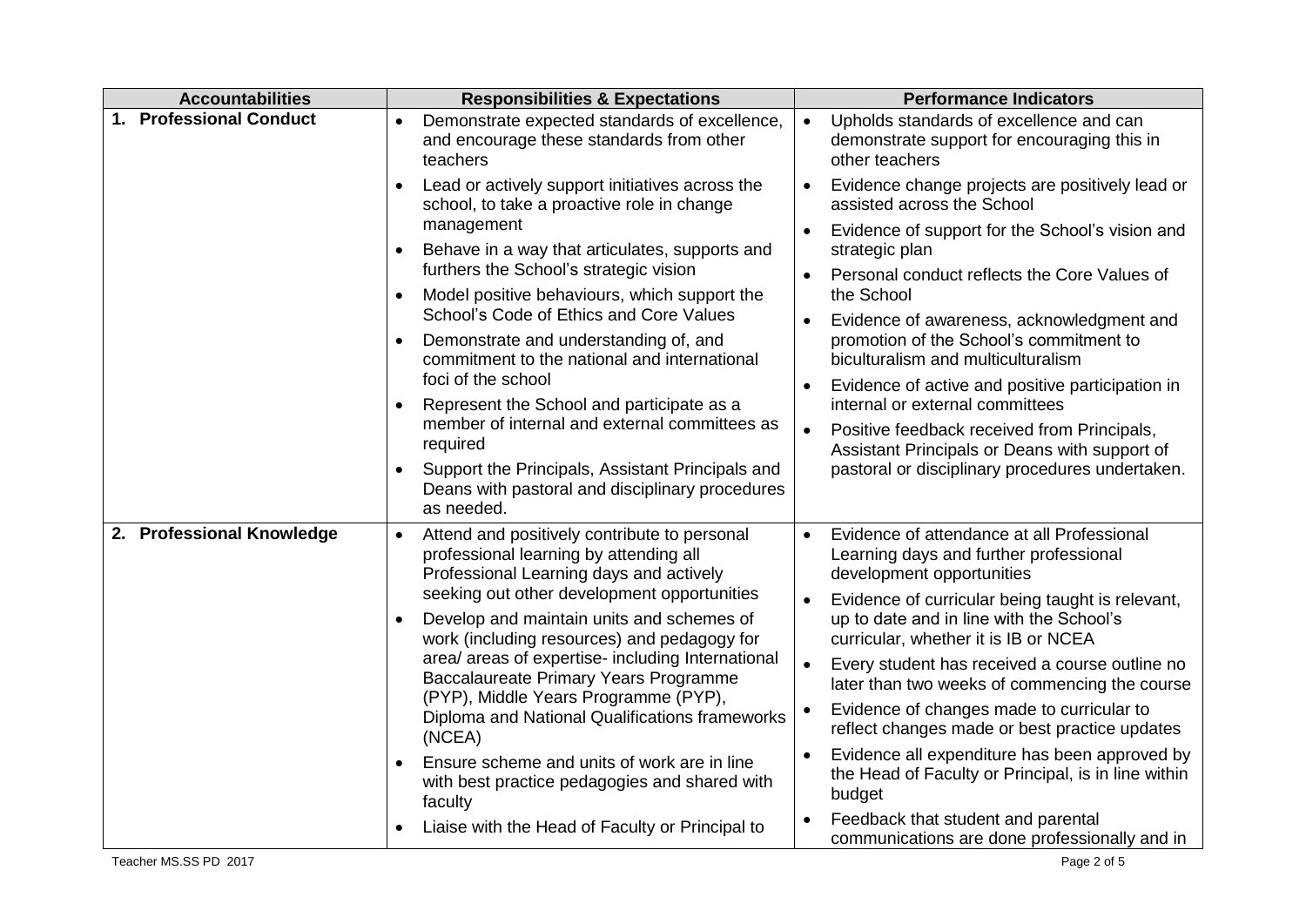| Accountabilities | Responsibilities & Expectations | Performance Indicators |
|---|---|---|
| **1. Professional Conduct** | • Demonstrate expected standards of excellence, and encourage these standards from other teachers<br>• Lead or actively support initiatives across the school, to take a proactive role in change management<br>• Behave in a way that articulates, supports and furthers the School's strategic vision<br>• Model positive behaviours, which support the School's Code of Ethics and Core Values<br>• Demonstrate and understanding of, and commitment to the national and international foci of the school<br>• Represent the School and participate as a member of internal and external committees as required<br>• Support the Principals, Assistant Principals and Deans with pastoral and disciplinary procedures as needed. | • Upholds standards of excellence and can demonstrate support for encouraging this in other teachers<br>• Evidence change projects are positively lead or assisted across the School<br>• Evidence of support for the School's vision and strategic plan<br>• Personal conduct reflects the Core Values of the School<br>• Evidence of awareness, acknowledgment and promotion of the School's commitment to biculturalism and multiculturalism<br>• Evidence of active and positive participation in internal or external committees<br>• Positive feedback received from Principals, Assistant Principals or Deans with support of pastoral or disciplinary procedures undertaken. |
| **2. Professional Knowledge** | • Attend and positively contribute to personal professional learning by attending all Professional Learning days and actively seeking out other development opportunities<br>• Develop and maintain units and schemes of work (including resources) and pedagogy for area/ areas of expertise- including International Baccalaureate Primary Years Programme (PYP), Middle Years Programme (PYP), Diploma and National Qualifications frameworks (NCEA)<br>• Ensure scheme and units of work are in line with best practice pedagogies and shared with faculty<br>• Liaise with the Head of Faculty or Principal to | • Evidence of attendance at all Professional Learning days and further professional development opportunities<br>• Evidence of curricular being taught is relevant, up to date and in line with the School's curricular, whether it is IB or NCEA<br>• Every student has received a course outline no later than two weeks of commencing the course<br>• Evidence of changes made to curricular to reflect changes made or best practice updates<br>• Evidence all expenditure has been approved by the Head of Faculty or Principal, is in line within budget<br>• Feedback that student and parental communications are done professionally and in |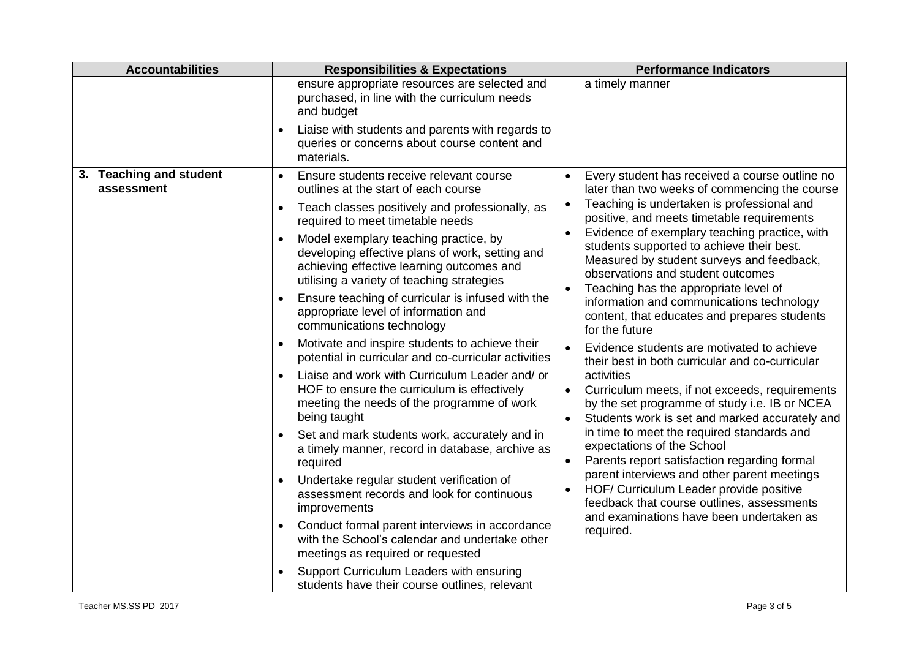| Accountabilities | Responsibilities & Expectations | Performance Indicators |
| --- | --- | --- |
| | ensure appropriate resources are selected and purchased, in line with the curriculum needs and budget<br>• Liaise with students and parents with regards to queries or concerns about course content and materials. | a timely manner |
| **3. Teaching and student assessment** | • Ensure students receive relevant course outlines at the start of each course<br>• Teach classes positively and professionally, as required to meet timetable needs<br>• Model exemplary teaching practice, by developing effective plans of work, setting and achieving effective learning outcomes and utilising a variety of teaching strategies<br>• Ensure teaching of curricular is infused with the appropriate level of information and communications technology<br>• Motivate and inspire students to achieve their potential in curricular and co-curricular activities<br>• Liaise and work with Curriculum Leader and/ or HOF to ensure the curriculum is effectively meeting the needs of the programme of work being taught<br>• Set and mark students work, accurately and in a timely manner, record in database, archive as required<br>• Undertake regular student verification of assessment records and look for continuous improvements<br>• Conduct formal parent interviews in accordance with the School's calendar and undertake other meetings as required or requested<br>• Support Curriculum Leaders with ensuring students have their course outlines, relevant | • Every student has received a course outline no later than two weeks of commencing the course<br>• Teaching is undertaken is professional and positive, and meets timetable requirements<br>• Evidence of exemplary teaching practice, with students supported to achieve their best. Measured by student surveys and feedback, observations and student outcomes<br>• Teaching has the appropriate level of information and communications technology content, that educates and prepares students for the future<br>• Evidence students are motivated to achieve their best in both curricular and co-curricular activities<br>• Curriculum meets, if not exceeds, requirements by the set programme of study i.e. IB or NCEA<br>• Students work is set and marked accurately and in time to meet the required standards and expectations of the School<br>• Parents report satisfaction regarding formal parent interviews and other parent meetings<br>• HOF/ Curriculum Leader provide positive feedback that course outlines, assessments and examinations have been undertaken as required. |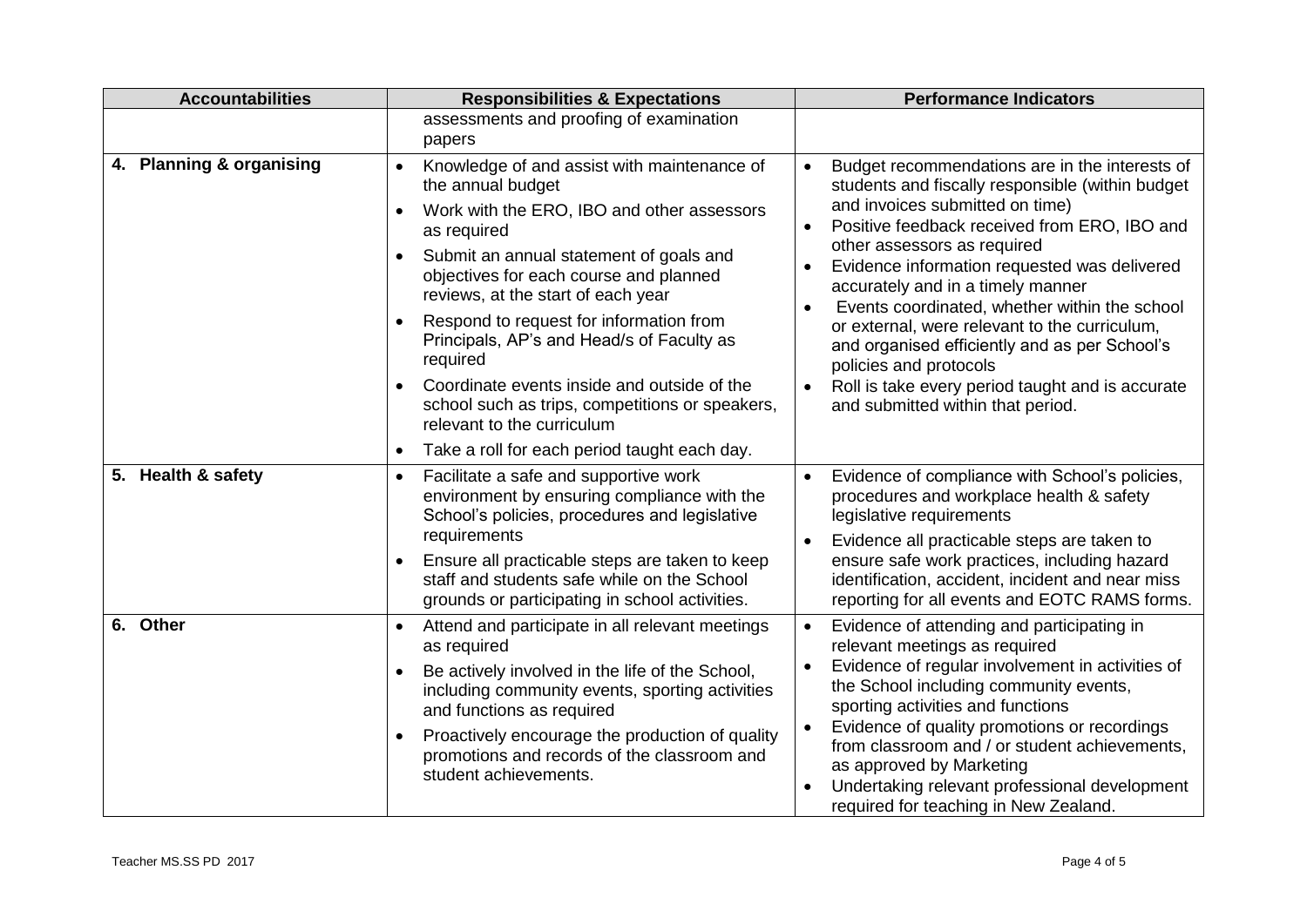| Accountabilities | Responsibilities & Expectations | Performance Indicators |
|---|---|---|
| | assessments and proofing of examination papers | |
| 4. Planning & organising | • Knowledge of and assist with maintenance of the annual budget<br>• Work with the ERO, IBO and other assessors as required<br>• Submit an annual statement of goals and objectives for each course and planned reviews, at the start of each year<br>• Respond to request for information from Principals, AP's and Head/s of Faculty as required<br>• Coordinate events inside and outside of the school such as trips, competitions or speakers, relevant to the curriculum<br>• Take a roll for each period taught each day. | • Budget recommendations are in the interests of students and fiscally responsible (within budget and invoices submitted on time)<br>• Positive feedback received from ERO, IBO and other assessors as required<br>• Evidence information requested was delivered accurately and in a timely manner<br>• Events coordinated, whether within the school or external, were relevant to the curriculum, and organised efficiently and as per School's policies and protocols<br>• Roll is take every period taught and is accurate and submitted within that period. |
| 5. Health & safety | • Facilitate a safe and supportive work environment by ensuring compliance with the School's policies, procedures and legislative requirements<br>• Ensure all practicable steps are taken to keep staff and students safe while on the School grounds or participating in school activities. | • Evidence of compliance with School's policies, procedures and workplace health & safety legislative requirements<br>• Evidence all practicable steps are taken to ensure safe work practices, including hazard identification, accident, incident and near miss reporting for all events and EOTC RAMS forms. |
| 6. Other | • Attend and participate in all relevant meetings as required<br>• Be actively involved in the life of the School, including community events, sporting activities and functions as required<br>• Proactively encourage the production of quality promotions and records of the classroom and student achievements. | • Evidence of attending and participating in relevant meetings as required<br>• Evidence of regular involvement in activities of the School including community events, sporting activities and functions<br>• Evidence of quality promotions or recordings from classroom and / or student achievements, as approved by Marketing<br>• Undertaking relevant professional development required for teaching in New Zealand. |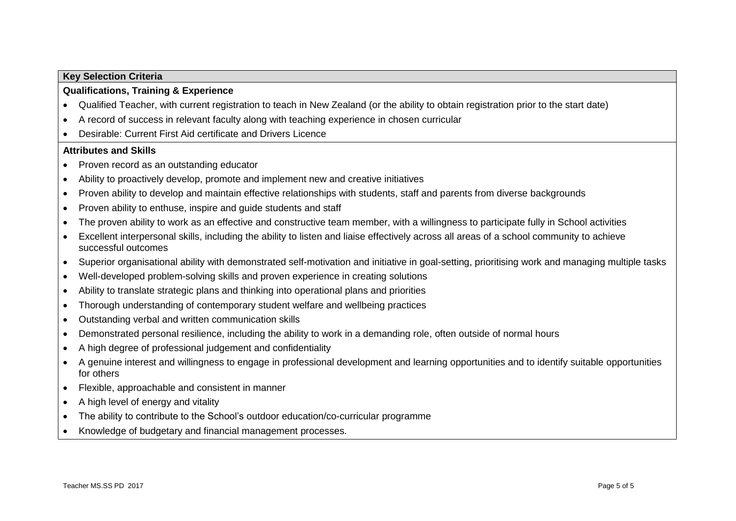## Key Selection Criteria

### Qualifications, Training & Experience

- Qualified Teacher, with current registration to teach in New Zealand (or the ability to obtain registration prior to the start date)
- A record of success in relevant faculty along with teaching experience in chosen curricular
- Desirable: Current First Aid certificate and Drivers Licence

### Attributes and Skills

- Proven record as an outstanding educator
- Ability to proactively develop, promote and implement new and creative initiatives
- Proven ability to develop and maintain effective relationships with students, staff and parents from diverse backgrounds
- Proven ability to enthuse, inspire and guide students and staff
- The proven ability to work as an effective and constructive team member, with a willingness to participate fully in School activities
- Excellent interpersonal skills, including the ability to listen and liaise effectively across all areas of a school community to achieve successful outcomes
- Superior organisational ability with demonstrated self-motivation and initiative in goal-setting, prioritising work and managing multiple tasks
- Well-developed problem-solving skills and proven experience in creating solutions
- Ability to translate strategic plans and thinking into operational plans and priorities
- Thorough understanding of contemporary student welfare and wellbeing practices
- Outstanding verbal and written communication skills
- Demonstrated personal resilience, including the ability to work in a demanding role, often outside of normal hours
- A high degree of professional judgement and confidentiality
- A genuine interest and willingness to engage in professional development and learning opportunities and to identify suitable opportunities for others
- Flexible, approachable and consistent in manner
- A high level of energy and vitality
- The ability to contribute to the School's outdoor education/co-curricular programme
- Knowledge of budgetary and financial management processes.